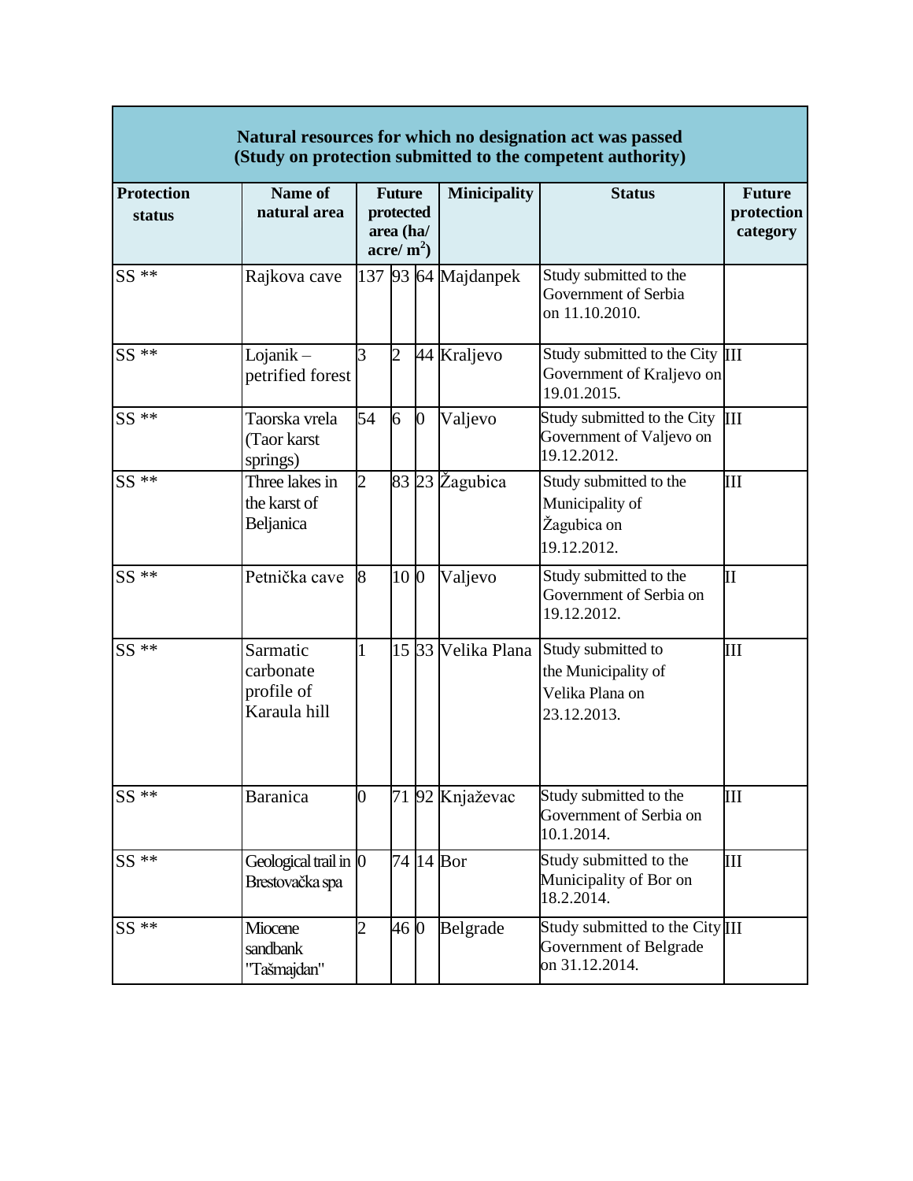| Natural resources for which no designation act was passed (Study on protection submitted to the competent authority) | | | | | | | |
|---|---|---|---|---|---|---|---|
| **Protection status** | **Name of natural area** | **Future protected area (ha/ acre/ $m^2$)** | | | **Minicipality** | **Status** | **Future protection category** |
| SS ** | Rajkova cave | 137 | 93 | 64 | Majdanpek | Study submitted to the Government of Serbia on 11.10.2010. | |
| SS ** | Lojanik – petrified forest | 3 | 2 | 44 | Kraljevo | Study submitted to the City Government of Kraljevo on 19.01.2015. | III |
| SS ** | Taorska vrela (Taor karst springs) | 54 | 6 | 0 | Valjevo | Study submitted to the City Government of Valjevo on 19.12.2012. | III |
| SS ** | Three lakes in the karst of Beljanica | 2 | 83 | 23 | Žagubica | Study submitted to the Municipality of Žagubica on 19.12.2012. | III |
| SS ** | Petnička cave | 8 | 10 | 0 | Valjevo | Study submitted to the Government of Serbia on 19.12.2012. | II |
| SS ** | Sarmatic carbonate profile of Karaula hill | 1 | 15 | 33 | Velika Plana | Study submitted to the Municipality of Velika Plana on 23.12.2013. | III |
| SS ** | Baranica | 0 | 71 | 92 | Knjaževac | Study submitted to the Government of Serbia on 10.1.2014. | III |
| SS ** | Geological trail in Brestovačka spa | 0 | 74 | 14 | Bor | Study submitted to the Municipality of Bor on 18.2.2014. | III |
| SS ** | Miocene sandbank "Tašmajdan" | 2 | 46 | 0 | Belgrade | Study submitted to the City Government of Belgrade on 31.12.2014. | III |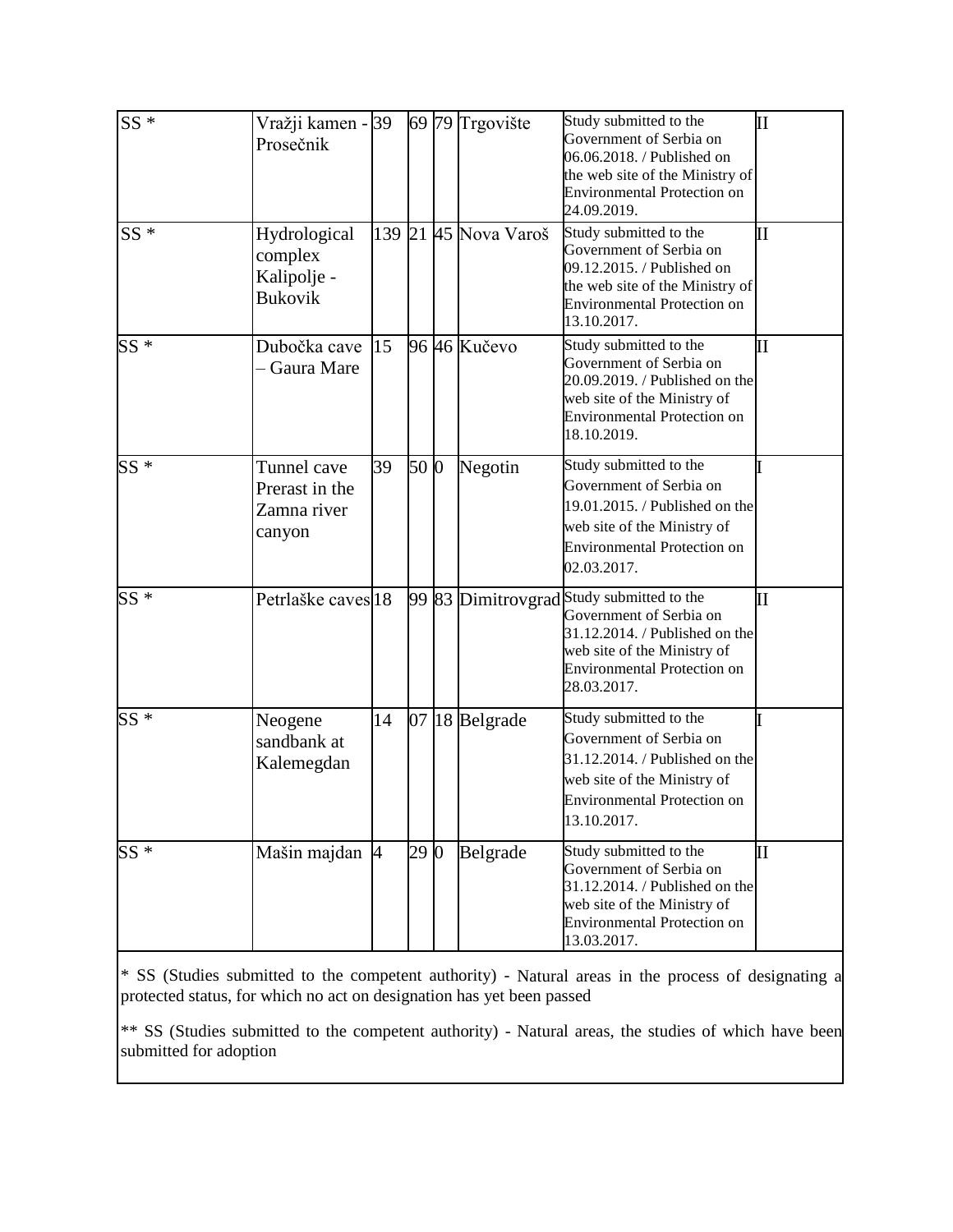| | | | | | | | |
|---|---|---|---|---|---|---|---|
| SS * | Vražji kamen - Prosečnik | 39 | 69 | 79 | Trgovište | Study submitted to the Government of Serbia on 06.06.2018. / Published on the web site of the Ministry of Environmental Protection on 24.09.2019. | II |
| SS * | Hydrological complex Kalipolje - Bukovik | 139 | 21 | 45 | Nova Varoš | Study submitted to the Government of Serbia on 09.12.2015. / Published on the web site of the Ministry of Environmental Protection on 13.10.2017. | II |
| SS * | Dubočka cave – Gaura Mare | 15 | 96 | 46 | Kučevo | Study submitted to the Government of Serbia on 20.09.2019. / Published on the web site of the Ministry of Environmental Protection on 18.10.2019. | II |
| SS * | Tunnel cave Prerast in the Zamna river canyon | 39 | 50 | 0 | Negotin | Study submitted to the Government of Serbia on 19.01.2015. / Published on the web site of the Ministry of Environmental Protection on 02.03.2017. | I |
| SS * | Petrlaške caves | 18 | 99 | 83 | Dimitrovgrad | Study submitted to the Government of Serbia on 31.12.2014. / Published on the web site of the Ministry of Environmental Protection on 28.03.2017. | II |
| SS * | Neogene sandbank at Kalemegdan | 14 | 07 | 18 | Belgrade | Study submitted to the Government of Serbia on 31.12.2014. / Published on the web site of the Ministry of Environmental Protection on 13.10.2017. | I |
| SS * | Mašin majdan | 4 | 29 | 0 | Belgrade | Study submitted to the Government of Serbia on 31.12.2014. / Published on the web site of the Ministry of Environmental Protection on 13.03.2017. | II |

* SS (Studies submitted to the competent authority) - Natural areas in the process of designating a protected status, for which no act on designation has yet been passed

** SS (Studies submitted to the competent authority) - Natural areas, the studies of which have been submitted for adoption